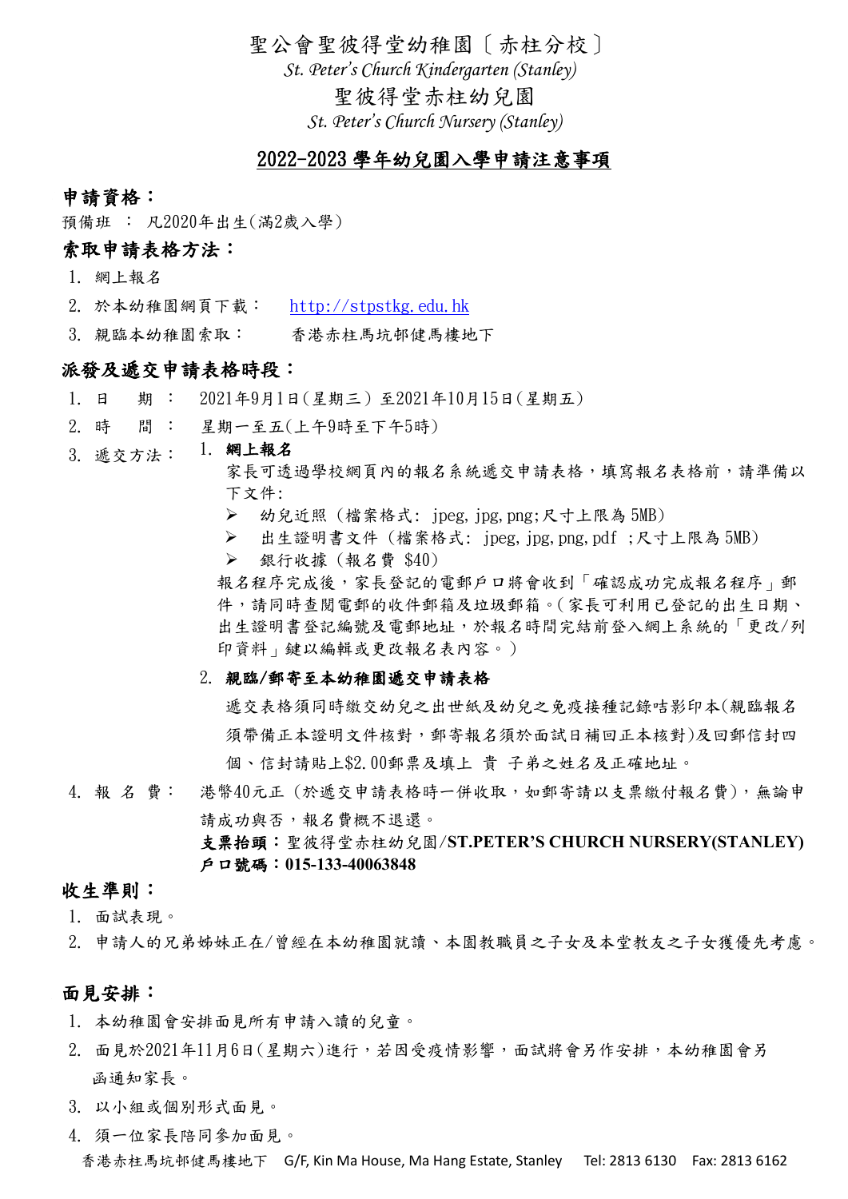# 聖公會聖彼得堂幼稚園〔赤柱分校〕

*St. Peter's Church Kindergarten (Stanley)*

# 聖彼得堂赤柱幼兒園

*St. Peter's Church Nursery (Stanley)*

## 2022-2023 學年幼兒園入學申請注意事項

### 申請資格：

預備班 ： 凡2020年出生(滿2歲入學)

### 索取申請表格方法：

1. 網上報名
2. 於本幼稚園網頁下載： http://stpstkg.edu.hk
3. 親臨本幼稚園索取： 香港赤柱馬坑邨健馬樓地下

### 派發及遞交申請表格時段：

1. 日 期 ： 2021年9月1日(星期三) 至2021年10月15日(星期五)
2. 時 間 ： 星期一至五(上午9時至下午5時)
3. 遞交方法：
   1. **網上報名**

      家長可透過學校網頁內的報名系統遞交申請表格，填寫報名表格前，請準備以下文件:

      - 幼兒近照 (檔案格式: jpeg, jpg, png;尺寸上限為 5MB)
      - 出生證明書文件 (檔案格式: jpeg, jpg, png, pdf ;尺寸上限為 5MB)
      - 銀行收據 (報名費 $40)

      報名程序完成後，家長登記的電郵戶口將會收到「確認成功完成報名程序」郵件，請同時查閱電郵的收件郵箱及垃圾郵箱。(家長可利用已登記的出生日期、出生證明書登記編號及電郵地址，於報名時間完結前登入網上系統的「更改/列印資料」鍵以編輯或更改報名表內容。)

   2. **親臨/郵寄至本幼稚園遞交申請表格**

      遞交表格須同時繳交幼兒之出世紙及幼兒之免疫接種記錄咭影印本(親臨報名須帶備正本證明文件核對，郵寄報名須於面試日補回正本核對)及回郵信封四個、信封請貼上$2.00郵票及填上 貴 子弟之姓名及正確地址。

4. 報 名 費： 港幣40元正 (於遞交申請表格時一併收取，如郵寄請以支票繳付報名費)，無論申請成功與否，報名費概不退還。

   **支票抬頭：聖彼得堂赤柱幼兒園/ST.PETER'S CHURCH NURSERY(STANLEY)**

   **戶口號碼：015-133-40063848**

### 收生準則：

1. 面試表現。
2. 申請人的兄弟姊妹正在/曾經在本幼稚園就讀、本園教職員之子女及本堂教友之子女獲優先考慮。

### 面見安排：

1. 本幼稚園會安排面見所有申請入讀的兒童。
2. 面見於2021年11月6日(星期六)進行，若因受疫情影響，面試將會另作安排，本幼稚園會另函通知家長。
3. 以小組或個別形式面見。
4. 須一位家長陪同參加面見。

香港赤柱馬坑邨健馬樓地下 G/F, Kin Ma House, Ma Hang Estate, Stanley Tel: 2813 6130 Fax: 2813 6162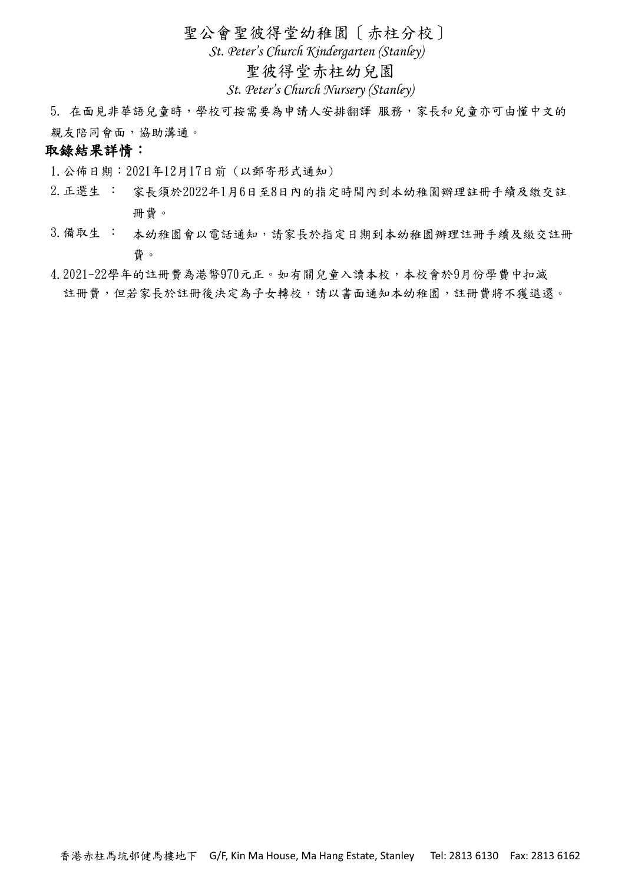5. 在面見非華語兒童時，學校可按需要為申請人安排翻譯 服務，家長和兒童亦可由懂中文的親友陪同會面，協助溝通。

## 取錄結果詳情：

1. 公佈日期：2021年12月17日前（以郵寄形式通知）
2. 正選生 ： 家長須於2022年1月6日至8日內的指定時間內到本幼稚園辦理註冊手續及繳交註冊費。
3. 備取生 ： 本幼稚園會以電話通知，請家長於指定日期到本幼稚園辦理註冊手續及繳交註冊費。
4. 2021-22學年的註冊費為港幣970元正。如有關兒童入讀本校，本校會於9月份學費中扣減註冊費，但若家長於註冊後決定為子女轉校，請以書面通知本幼稚園，註冊費將不獲退還。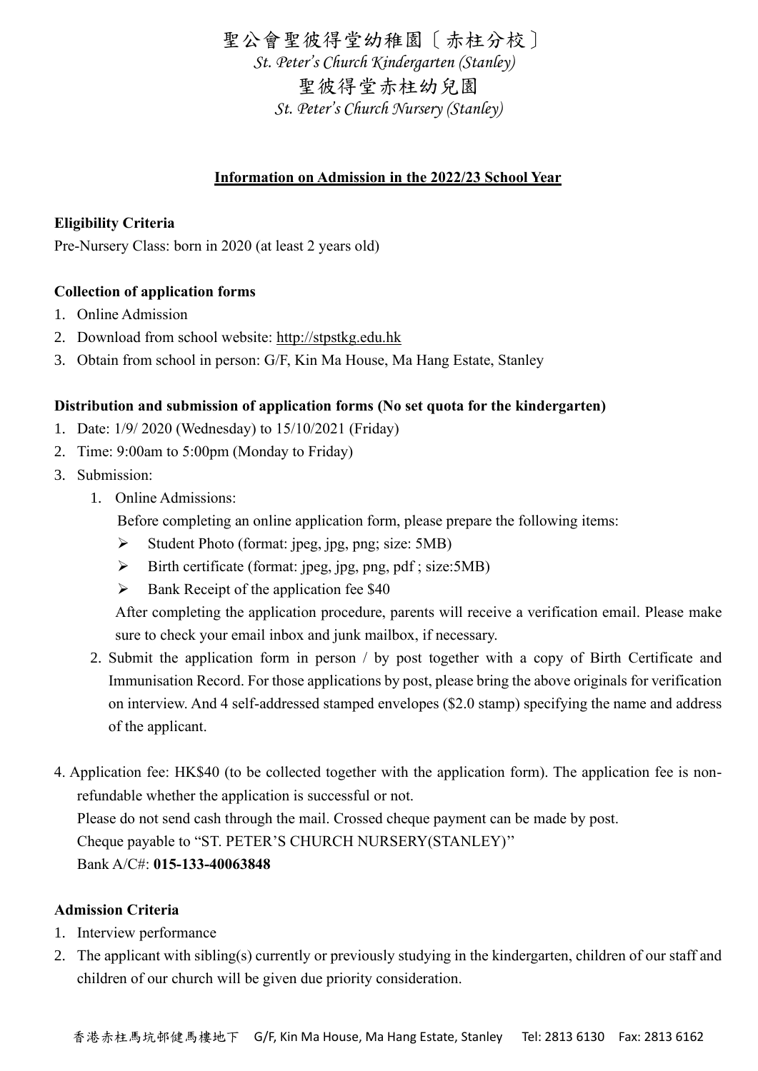# 聖公會聖彼得堂幼稚園〔赤柱分校〕

*St. Peter's Church Kindergarten (Stanley)*

# 聖彼得堂赤柱幼兒園

*St. Peter's Church Nursery (Stanley)*

## Information on Admission in the 2022/23 School Year

**Eligibility Criteria**

Pre-Nursery Class: born in 2020 (at least 2 years old)

**Collection of application forms**

1. Online Admission
2. Download from school website: http://stpstkg.edu.hk
3. Obtain from school in person: G/F, Kin Ma House, Ma Hang Estate, Stanley

**Distribution and submission of application forms (No set quota for the kindergarten)**

1. Date: 1/9/ 2020 (Wednesday) to 15/10/2021 (Friday)
2. Time: 9:00am to 5:00pm (Monday to Friday)
3. Submission:
   1. Online Admissions:

      Before completing an online application form, please prepare the following items:

      - Student Photo (format: jpeg, jpg, png; size: 5MB)
      - Birth certificate (format: jpeg, jpg, png, pdf ; size:5MB)
      - Bank Receipt of the application fee $40

      After completing the application procedure, parents will receive a verification email. Please make sure to check your email inbox and junk mailbox, if necessary.
   2. Submit the application form in person / by post together with a copy of Birth Certificate and Immunisation Record. For those applications by post, please bring the above originals for verification on interview. And 4 self-addressed stamped envelopes ($2.0 stamp) specifying the name and address of the applicant.

4. Application fee: HK$40 (to be collected together with the application form). The application fee is non-refundable whether the application is successful or not.

   Please do not send cash through the mail. Crossed cheque payment can be made by post.

   Cheque payable to "ST. PETER'S CHURCH NURSERY(STANLEY)"

   Bank A/C#: **015-133-40063848**

**Admission Criteria**

1. Interview performance
2. The applicant with sibling(s) currently or previously studying in the kindergarten, children of our staff and children of our church will be given due priority consideration.

香港赤柱馬坑邨健馬樓地下 G/F, Kin Ma House, Ma Hang Estate, Stanley Tel: 2813 6130 Fax: 2813 6162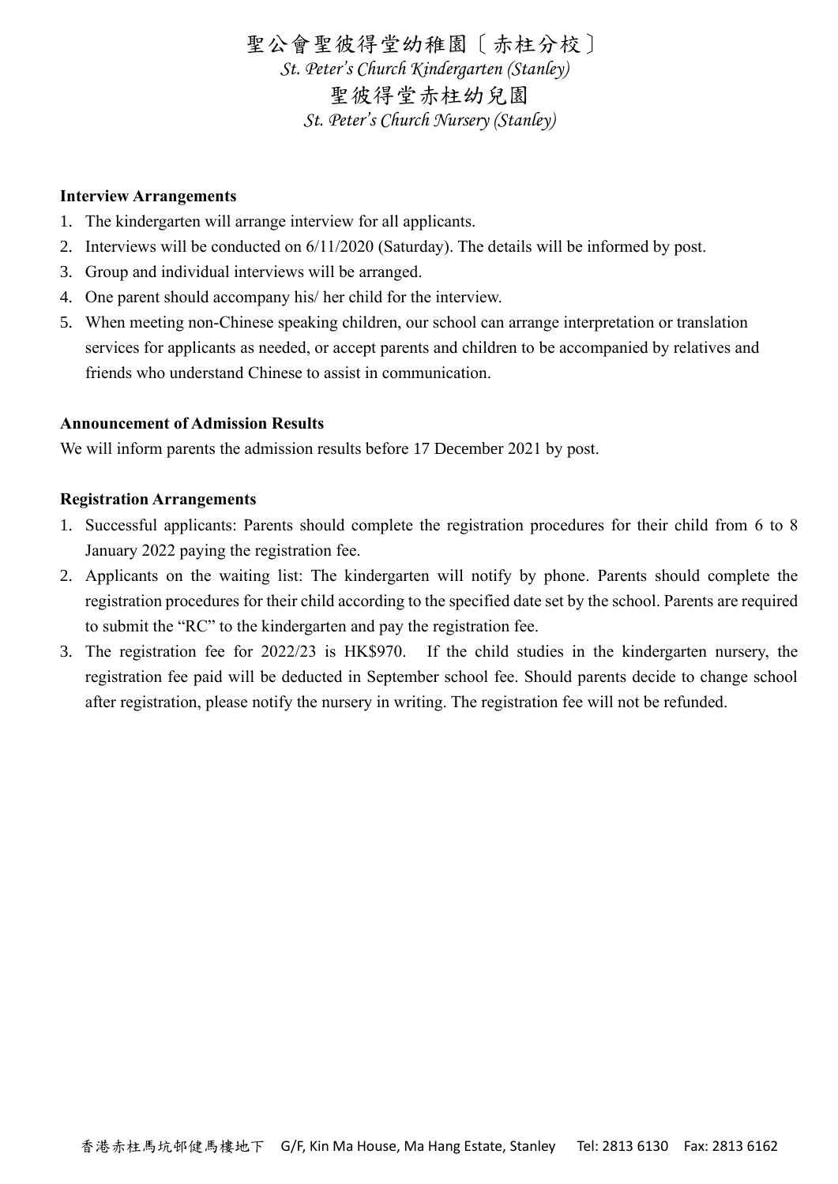# 聖公會聖彼得堂幼稚園〔赤柱分校〕

*St. Peter's Church Kindergarten (Stanley)*

# 聖彼得堂赤柱幼兒園

*St. Peter's Church Nursery (Stanley)*

**Interview Arrangements**

1. The kindergarten will arrange interview for all applicants.
2. Interviews will be conducted on 6/11/2020 (Saturday). The details will be informed by post.
3. Group and individual interviews will be arranged.
4. One parent should accompany his/ her child for the interview.
5. When meeting non-Chinese speaking children, our school can arrange interpretation or translation services for applicants as needed, or accept parents and children to be accompanied by relatives and friends who understand Chinese to assist in communication.

**Announcement of Admission Results**

We will inform parents the admission results before 17 December 2021 by post.

**Registration Arrangements**

1. Successful applicants: Parents should complete the registration procedures for their child from 6 to 8 January 2022 paying the registration fee.
2. Applicants on the waiting list: The kindergarten will notify by phone. Parents should complete the registration procedures for their child according to the specified date set by the school. Parents are required to submit the "RC" to the kindergarten and pay the registration fee.
3. The registration fee for 2022/23 is HK$970. If the child studies in the kindergarten nursery, the registration fee paid will be deducted in September school fee. Should parents decide to change school after registration, please notify the nursery in writing. The registration fee will not be refunded.

香港赤柱馬坑邨健馬樓地下 G/F, Kin Ma House, Ma Hang Estate, Stanley Tel: 2813 6130 Fax: 2813 6162